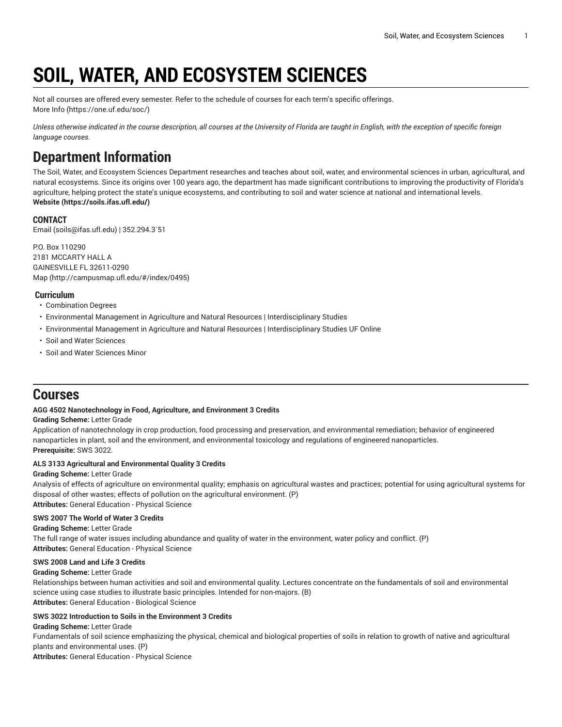# SOIL, WATER, AND ECOSYSTEM SCIENCES

Not all courses are offered every semester. Refer to the schedule of courses for each term's specific offerings.
More Info (https://one.uf.edu/soc/)

*Unless otherwise indicated in the course description, all courses at the University of Florida are taught in English, with the exception of specific foreign language courses.*

## Department Information

The Soil, Water, and Ecosystem Sciences Department researches and teaches about soil, water, and environmental sciences in urban, agricultural, and natural ecosystems. Since its origins over 100 years ago, the department has made significant contributions to improving the productivity of Florida's agriculture, helping protect the state's unique ecosystems, and contributing to soil and water science at national and international levels.
**Website (https://soils.ifas.ufl.edu/)**

### CONTACT

Email (soils@ifas.ufl.edu) | 352.294.3`51

P.O. Box 110290
2181 MCCARTY HALL A
GAINESVILLE FL 32611-0290
Map (http://campusmap.ufl.edu/#/index/0495)

### Curriculum

- Combination Degrees
- Environmental Management in Agriculture and Natural Resources | Interdisciplinary Studies
- Environmental Management in Agriculture and Natural Resources | Interdisciplinary Studies UF Online
- Soil and Water Sciences
- Soil and Water Sciences Minor

## Courses

**AGG 4502 Nanotechnology in Food, Agriculture, and Environment 3 Credits**
**Grading Scheme:** Letter Grade
Application of nanotechnology in crop production, food processing and preservation, and environmental remediation; behavior of engineered nanoparticles in plant, soil and the environment, and environmental toxicology and regulations of engineered nanoparticles.
**Prerequisite:** SWS 3022.

**ALS 3133 Agricultural and Environmental Quality 3 Credits**
**Grading Scheme:** Letter Grade
Analysis of effects of agriculture on environmental quality; emphasis on agricultural wastes and practices; potential for using agricultural systems for disposal of other wastes; effects of pollution on the agricultural environment. (P)
**Attributes:** General Education - Physical Science

**SWS 2007 The World of Water 3 Credits**
**Grading Scheme:** Letter Grade
The full range of water issues including abundance and quality of water in the environment, water policy and conflict. (P)
**Attributes:** General Education - Physical Science

**SWS 2008 Land and Life 3 Credits**
**Grading Scheme:** Letter Grade
Relationships between human activities and soil and environmental quality. Lectures concentrate on the fundamentals of soil and environmental science using case studies to illustrate basic principles. Intended for non-majors. (B)
**Attributes:** General Education - Biological Science

**SWS 3022 Introduction to Soils in the Environment 3 Credits**
**Grading Scheme:** Letter Grade
Fundamentals of soil science emphasizing the physical, chemical and biological properties of soils in relation to growth of native and agricultural plants and environmental uses. (P)
**Attributes:** General Education - Physical Science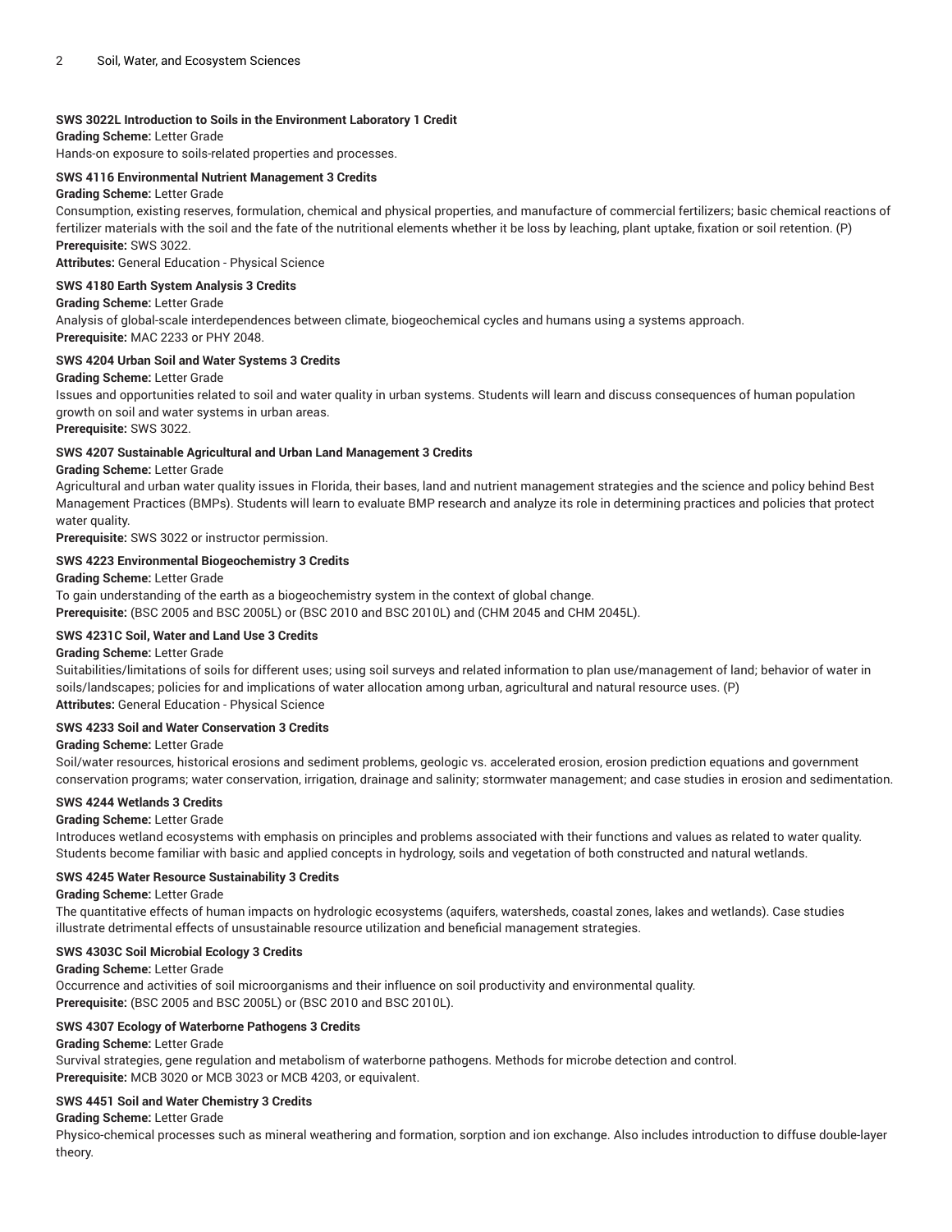**SWS 3022L Introduction to Soils in the Environment Laboratory 1 Credit**
**Grading Scheme:** Letter Grade
Hands-on exposure to soils-related properties and processes.

**SWS 4116 Environmental Nutrient Management 3 Credits**
**Grading Scheme:** Letter Grade
Consumption, existing reserves, formulation, chemical and physical properties, and manufacture of commercial fertilizers; basic chemical reactions of fertilizer materials with the soil and the fate of the nutritional elements whether it be loss by leaching, plant uptake, fixation or soil retention. (P)
**Prerequisite:** SWS 3022.
**Attributes:** General Education - Physical Science

**SWS 4180 Earth System Analysis 3 Credits**
**Grading Scheme:** Letter Grade
Analysis of global-scale interdependences between climate, biogeochemical cycles and humans using a systems approach.
**Prerequisite:** MAC 2233 or PHY 2048.

**SWS 4204 Urban Soil and Water Systems 3 Credits**
**Grading Scheme:** Letter Grade
Issues and opportunities related to soil and water quality in urban systems. Students will learn and discuss consequences of human population growth on soil and water systems in urban areas.
**Prerequisite:** SWS 3022.

**SWS 4207 Sustainable Agricultural and Urban Land Management 3 Credits**
**Grading Scheme:** Letter Grade
Agricultural and urban water quality issues in Florida, their bases, land and nutrient management strategies and the science and policy behind Best Management Practices (BMPs). Students will learn to evaluate BMP research and analyze its role in determining practices and policies that protect water quality.
**Prerequisite:** SWS 3022 or instructor permission.

**SWS 4223 Environmental Biogeochemistry 3 Credits**
**Grading Scheme:** Letter Grade
To gain understanding of the earth as a biogeochemistry system in the context of global change.
**Prerequisite:** (BSC 2005 and BSC 2005L) or (BSC 2010 and BSC 2010L) and (CHM 2045 and CHM 2045L).

**SWS 4231C Soil, Water and Land Use 3 Credits**
**Grading Scheme:** Letter Grade
Suitabilities/limitations of soils for different uses; using soil surveys and related information to plan use/management of land; behavior of water in soils/landscapes; policies for and implications of water allocation among urban, agricultural and natural resource uses. (P)
**Attributes:** General Education - Physical Science

**SWS 4233 Soil and Water Conservation 3 Credits**
**Grading Scheme:** Letter Grade
Soil/water resources, historical erosions and sediment problems, geologic vs. accelerated erosion, erosion prediction equations and government conservation programs; water conservation, irrigation, drainage and salinity; stormwater management; and case studies in erosion and sedimentation.

**SWS 4244 Wetlands 3 Credits**
**Grading Scheme:** Letter Grade
Introduces wetland ecosystems with emphasis on principles and problems associated with their functions and values as related to water quality. Students become familiar with basic and applied concepts in hydrology, soils and vegetation of both constructed and natural wetlands.

**SWS 4245 Water Resource Sustainability 3 Credits**
**Grading Scheme:** Letter Grade
The quantitative effects of human impacts on hydrologic ecosystems (aquifers, watersheds, coastal zones, lakes and wetlands). Case studies illustrate detrimental effects of unsustainable resource utilization and beneficial management strategies.

**SWS 4303C Soil Microbial Ecology 3 Credits**
**Grading Scheme:** Letter Grade
Occurrence and activities of soil microorganisms and their influence on soil productivity and environmental quality.
**Prerequisite:** (BSC 2005 and BSC 2005L) or (BSC 2010 and BSC 2010L).

**SWS 4307 Ecology of Waterborne Pathogens 3 Credits**
**Grading Scheme:** Letter Grade
Survival strategies, gene regulation and metabolism of waterborne pathogens. Methods for microbe detection and control.
**Prerequisite:** MCB 3020 or MCB 3023 or MCB 4203, or equivalent.

**SWS 4451 Soil and Water Chemistry 3 Credits**
**Grading Scheme:** Letter Grade
Physico-chemical processes such as mineral weathering and formation, sorption and ion exchange. Also includes introduction to diffuse double-layer theory.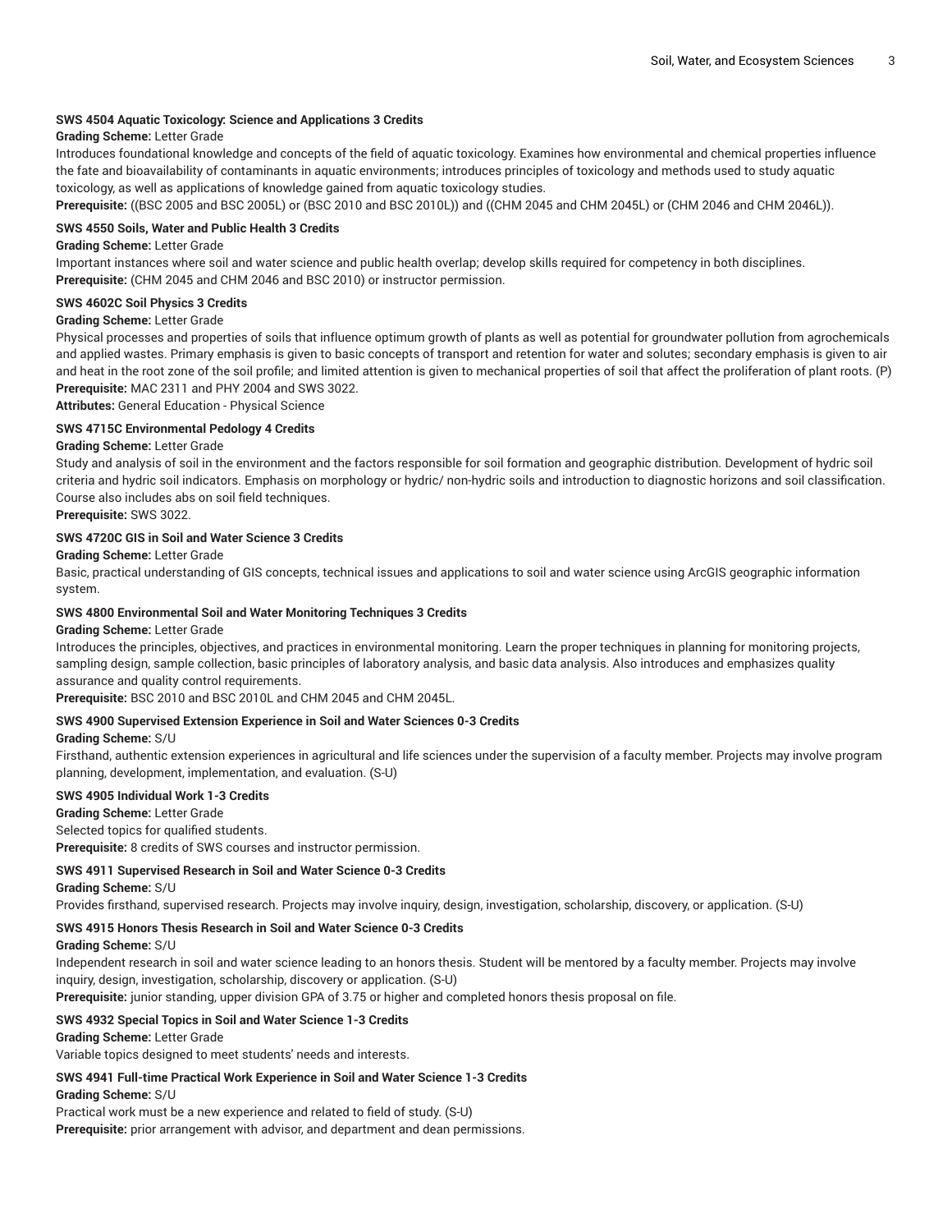**SWS 4504 Aquatic Toxicology: Science and Applications 3 Credits**

**Grading Scheme:** Letter Grade

Introduces foundational knowledge and concepts of the field of aquatic toxicology. Examines how environmental and chemical properties influence the fate and bioavailability of contaminants in aquatic environments; introduces principles of toxicology and methods used to study aquatic toxicology, as well as applications of knowledge gained from aquatic toxicology studies.

**Prerequisite:** ((BSC 2005 and BSC 2005L) or (BSC 2010 and BSC 2010L)) and ((CHM 2045 and CHM 2045L) or (CHM 2046 and CHM 2046L)).

**SWS 4550 Soils, Water and Public Health 3 Credits**

**Grading Scheme:** Letter Grade

Important instances where soil and water science and public health overlap; develop skills required for competency in both disciplines.

**Prerequisite:** (CHM 2045 and CHM 2046 and BSC 2010) or instructor permission.

**SWS 4602C Soil Physics 3 Credits**

**Grading Scheme:** Letter Grade

Physical processes and properties of soils that influence optimum growth of plants as well as potential for groundwater pollution from agrochemicals and applied wastes. Primary emphasis is given to basic concepts of transport and retention for water and solutes; secondary emphasis is given to air and heat in the root zone of the soil profile; and limited attention is given to mechanical properties of soil that affect the proliferation of plant roots. (P)

**Prerequisite:** MAC 2311 and PHY 2004 and SWS 3022.

**Attributes:** General Education - Physical Science

**SWS 4715C Environmental Pedology 4 Credits**

**Grading Scheme:** Letter Grade

Study and analysis of soil in the environment and the factors responsible for soil formation and geographic distribution. Development of hydric soil criteria and hydric soil indicators. Emphasis on morphology or hydric/ non-hydric soils and introduction to diagnostic horizons and soil classification. Course also includes abs on soil field techniques.

**Prerequisite:** SWS 3022.

**SWS 4720C GIS in Soil and Water Science 3 Credits**

**Grading Scheme:** Letter Grade

Basic, practical understanding of GIS concepts, technical issues and applications to soil and water science using ArcGIS geographic information system.

**SWS 4800 Environmental Soil and Water Monitoring Techniques 3 Credits**

**Grading Scheme:** Letter Grade

Introduces the principles, objectives, and practices in environmental monitoring. Learn the proper techniques in planning for monitoring projects, sampling design, sample collection, basic principles of laboratory analysis, and basic data analysis. Also introduces and emphasizes quality assurance and quality control requirements.

**Prerequisite:** BSC 2010 and BSC 2010L and CHM 2045 and CHM 2045L.

**SWS 4900 Supervised Extension Experience in Soil and Water Sciences 0-3 Credits**

**Grading Scheme:** S/U

Firsthand, authentic extension experiences in agricultural and life sciences under the supervision of a faculty member. Projects may involve program planning, development, implementation, and evaluation. (S-U)

**SWS 4905 Individual Work 1-3 Credits**

**Grading Scheme:** Letter Grade

Selected topics for qualified students.

**Prerequisite:** 8 credits of SWS courses and instructor permission.

**SWS 4911 Supervised Research in Soil and Water Science 0-3 Credits**

**Grading Scheme:** S/U

Provides firsthand, supervised research. Projects may involve inquiry, design, investigation, scholarship, discovery, or application. (S-U)

**SWS 4915 Honors Thesis Research in Soil and Water Science 0-3 Credits**

**Grading Scheme:** S/U

Independent research in soil and water science leading to an honors thesis. Student will be mentored by a faculty member. Projects may involve inquiry, design, investigation, scholarship, discovery or application. (S-U)

**Prerequisite:** junior standing, upper division GPA of 3.75 or higher and completed honors thesis proposal on file.

**SWS 4932 Special Topics in Soil and Water Science 1-3 Credits**

**Grading Scheme:** Letter Grade

Variable topics designed to meet students' needs and interests.

**SWS 4941 Full-time Practical Work Experience in Soil and Water Science 1-3 Credits**

**Grading Scheme:** S/U

Practical work must be a new experience and related to field of study. (S-U)

**Prerequisite:** prior arrangement with advisor, and department and dean permissions.